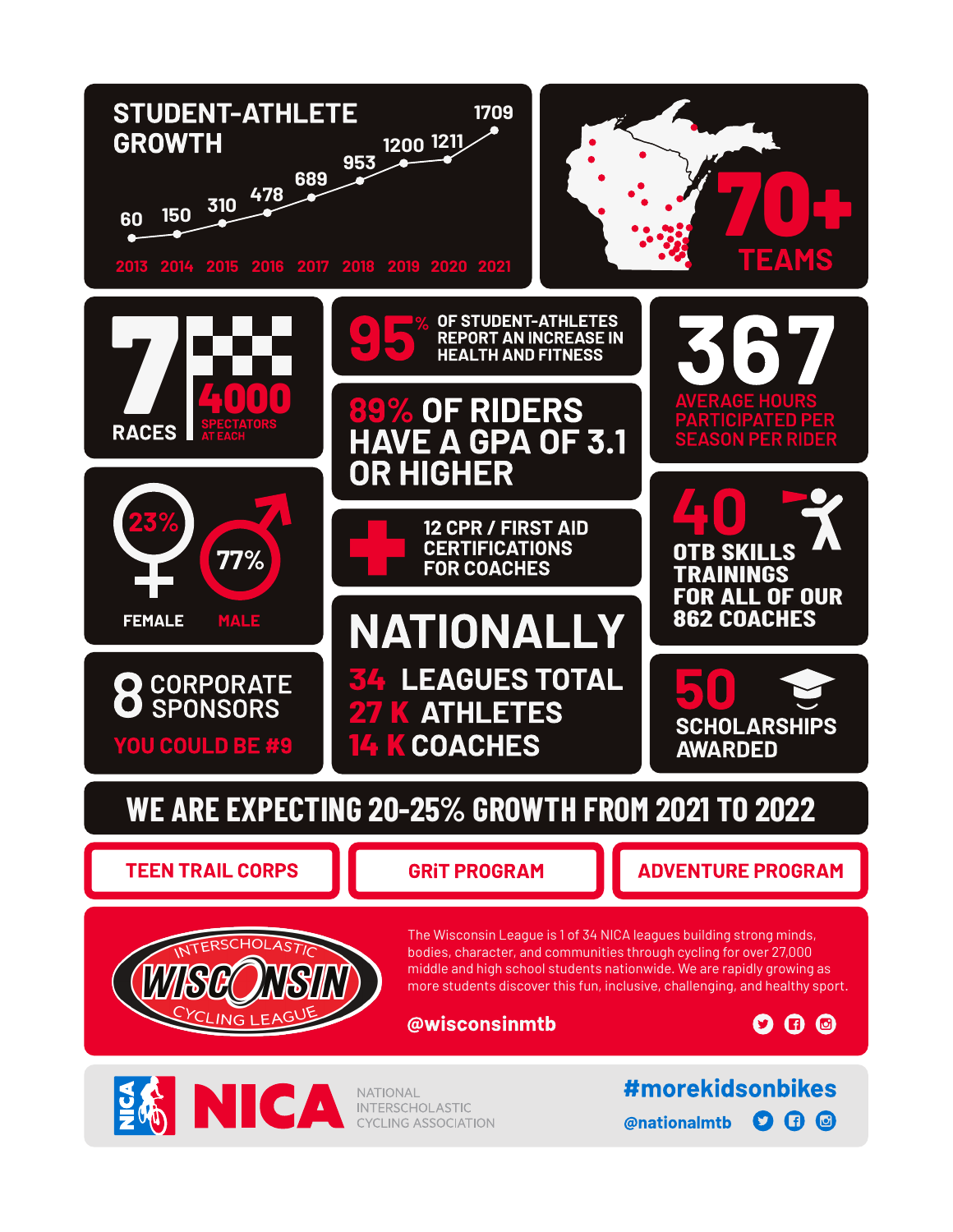## STUDENT-ATHLETE GROWTH

| 2013 | 2014 | 2015 | 2016 | 2017 | 2018 | 2019 | 2020 | 2021 |
|---|---|---|---|---|---|---|---|---|
| 60 | 150 | 310 | 478 | 689 | 953 | 1200 | 1211 | 1709 |

**70+ TEAMS**

**7 RACES**

**4000** SPECTATORS AT EACH

**95%** OF STUDENT-ATHLETES REPORT AN INCREASE IN HEALTH AND FITNESS

**367** AVERAGE HOURS PARTICIPATED PER SEASON PER RIDER

**89%** OF RIDERS HAVE A GPA OF 3.1 OR HIGHER

**23%** FEMALE

**77%** MALE

**12** CPR / FIRST AID CERTIFICATIONS FOR COACHES

**40** OTB SKILLS TRAININGS FOR ALL OF OUR 862 COACHES

**8** CORPORATE SPONSORS

YOU COULD BE #9

## NATIONALLY

- **34** LEAGUES TOTAL
- **27 K** ATHLETES
- **14 K** COACHES

**50** SCHOLARSHIPS AWARDED

## WE ARE EXPECTING 20-25% GROWTH FROM 2021 TO 2022

TEEN TRAIL CORPS | GRiT PROGRAM | ADVENTURE PROGRAM

INTERSCHOLASTIC WISCONSIN CYCLING LEAGUE

The Wisconsin League is 1 of 34 NICA leagues building strong minds, bodies, character, and communities through cycling for over 27,000 middle and high school students nationwide. We are rapidly growing as more students discover this fun, inclusive, challenging, and healthy sport.

@wisconsinmtb

NICA NATIONAL INTERSCHOLASTIC CYCLING ASSOCIATION

#morekidsonbikes

@nationalmtb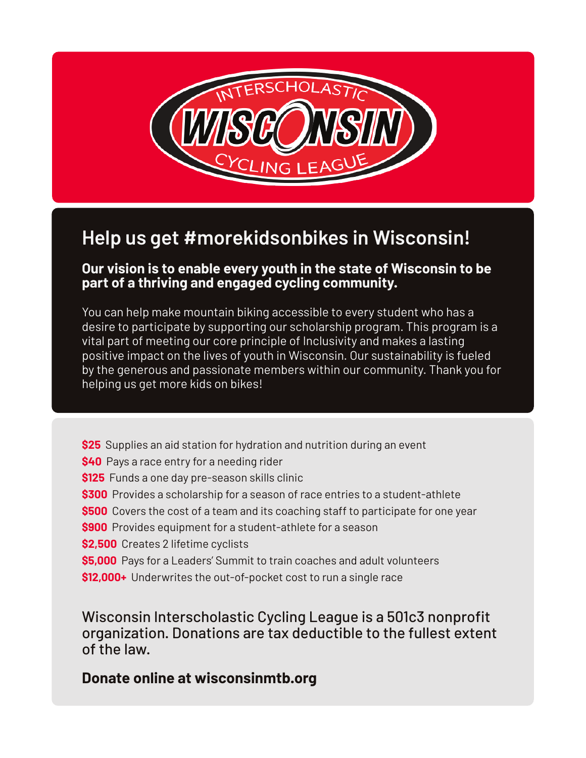INTERSCHOLASTIC WISCONSIN CYCLING LEAGUE

## Help us get #morekidsonbikes in Wisconsin!

**Our vision is to enable every youth in the state of Wisconsin to be part of a thriving and engaged cycling community.**

You can help make mountain biking accessible to every student who has a desire to participate by supporting our scholarship program. This program is a vital part of meeting our core principle of Inclusivity and makes a lasting positive impact on the lives of youth in Wisconsin. Our sustainability is fueled by the generous and passionate members within our community. Thank you for helping us get more kids on bikes!

**$25** Supplies an aid station for hydration and nutrition during an event
**$40** Pays a race entry for a needing rider
**$125** Funds a one day pre-season skills clinic
**$300** Provides a scholarship for a season of race entries to a student-athlete
**$500** Covers the cost of a team and its coaching staff to participate for one year
**$900** Provides equipment for a student-athlete for a season
**$2,500** Creates 2 lifetime cyclists
**$5,000** Pays for a Leaders' Summit to train coaches and adult volunteers
**$12,000+** Underwrites the out-of-pocket cost to run a single race

Wisconsin Interscholastic Cycling League is a 501c3 nonprofit organization. Donations are tax deductible to the fullest extent of the law.

**Donate online at wisconsinmtb.org**